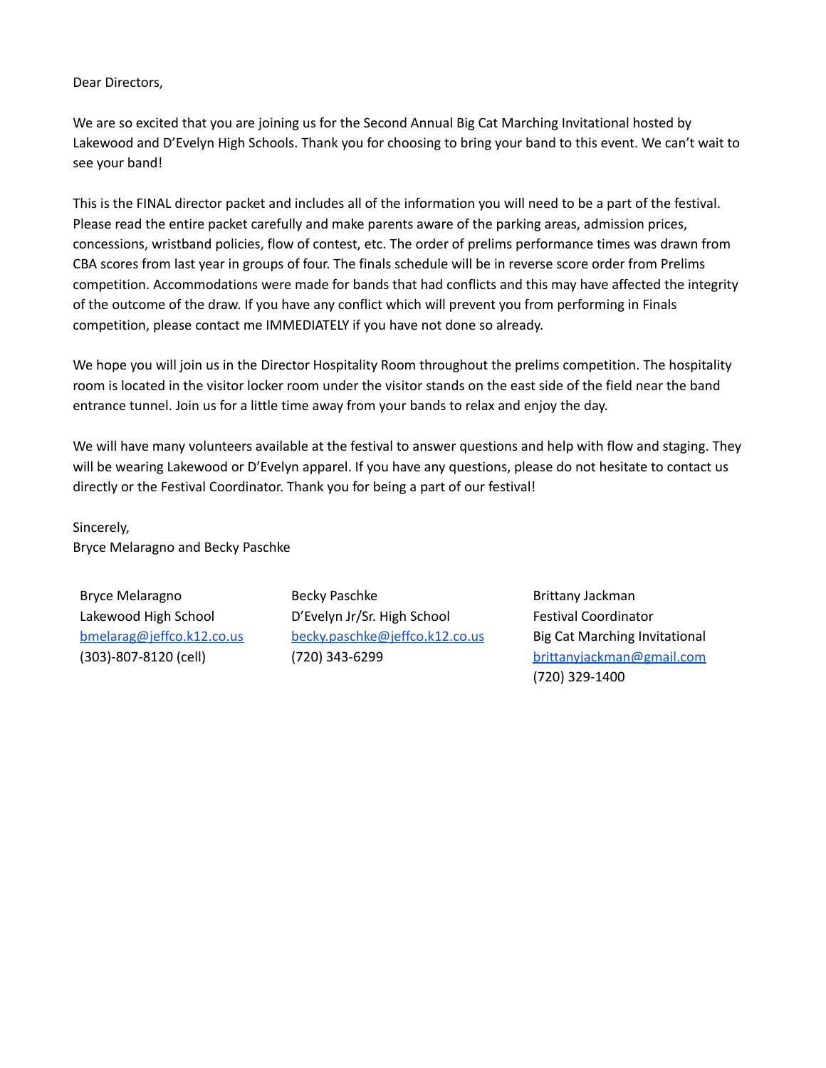Dear Directors,

We are so excited that you are joining us for the Second Annual Big Cat Marching Invitational hosted by Lakewood and D'Evelyn High Schools. Thank you for choosing to bring your band to this event. We can't wait to see your band!

This is the FINAL director packet and includes all of the information you will need to be a part of the festival. Please read the entire packet carefully and make parents aware of the parking areas, admission prices, concessions, wristband policies, flow of contest, etc. The order of prelims performance times was drawn from CBA scores from last year in groups of four. The finals schedule will be in reverse score order from Prelims competition. Accommodations were made for bands that had conflicts and this may have affected the integrity of the outcome of the draw. If you have any conflict which will prevent you from performing in Finals competition, please contact me IMMEDIATELY if you have not done so already.

We hope you will join us in the Director Hospitality Room throughout the prelims competition. The hospitality room is located in the visitor locker room under the visitor stands on the east side of the field near the band entrance tunnel. Join us for a little time away from your bands to relax and enjoy the day.

We will have many volunteers available at the festival to answer questions and help with flow and staging. They will be wearing Lakewood or D'Evelyn apparel. If you have any questions, please do not hesitate to contact us directly or the Festival Coordinator. Thank you for being a part of our festival!

Sincerely,
Bryce Melaragno and Becky Paschke

Bryce Melaragno
Lakewood High School
bmelarag@jeffco.k12.co.us
(303)-807-8120 (cell)

Becky Paschke
D'Evelyn Jr/Sr. High School
becky.paschke@jeffco.k12.co.us
(720) 343-6299

Brittany Jackman
Festival Coordinator
Big Cat Marching Invitational
brittanyjackman@gmail.com
(720) 329-1400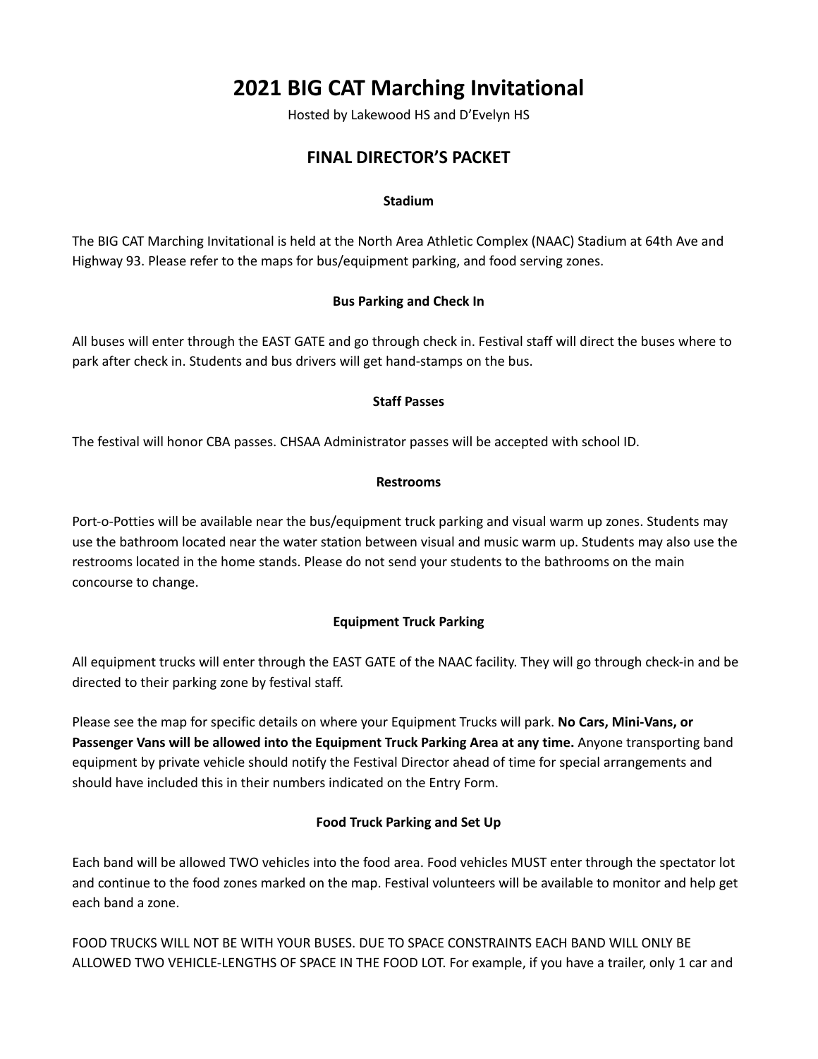# 2021 BIG CAT Marching Invitational

Hosted by Lakewood HS and D'Evelyn HS

## FINAL DIRECTOR'S PACKET

### Stadium

The BIG CAT Marching Invitational is held at the North Area Athletic Complex (NAAC) Stadium at 64th Ave and Highway 93. Please refer to the maps for bus/equipment parking, and food serving zones.

### Bus Parking and Check In

All buses will enter through the EAST GATE and go through check in. Festival staff will direct the buses where to park after check in. Students and bus drivers will get hand-stamps on the bus.

### Staff Passes

The festival will honor CBA passes. CHSAA Administrator passes will be accepted with school ID.

### Restrooms

Port-o-Potties will be available near the bus/equipment truck parking and visual warm up zones. Students may use the bathroom located near the water station between visual and music warm up. Students may also use the restrooms located in the home stands. Please do not send your students to the bathrooms on the main concourse to change.

### Equipment Truck Parking

All equipment trucks will enter through the EAST GATE of the NAAC facility. They will go through check-in and be directed to their parking zone by festival staff.

Please see the map for specific details on where your Equipment Trucks will park. **No Cars, Mini-Vans, or Passenger Vans will be allowed into the Equipment Truck Parking Area at any time.** Anyone transporting band equipment by private vehicle should notify the Festival Director ahead of time for special arrangements and should have included this in their numbers indicated on the Entry Form.

### Food Truck Parking and Set Up

Each band will be allowed TWO vehicles into the food area. Food vehicles MUST enter through the spectator lot and continue to the food zones marked on the map. Festival volunteers will be available to monitor and help get each band a zone.

FOOD TRUCKS WILL NOT BE WITH YOUR BUSES. DUE TO SPACE CONSTRAINTS EACH BAND WILL ONLY BE ALLOWED TWO VEHICLE-LENGTHS OF SPACE IN THE FOOD LOT. For example, if you have a trailer, only 1 car and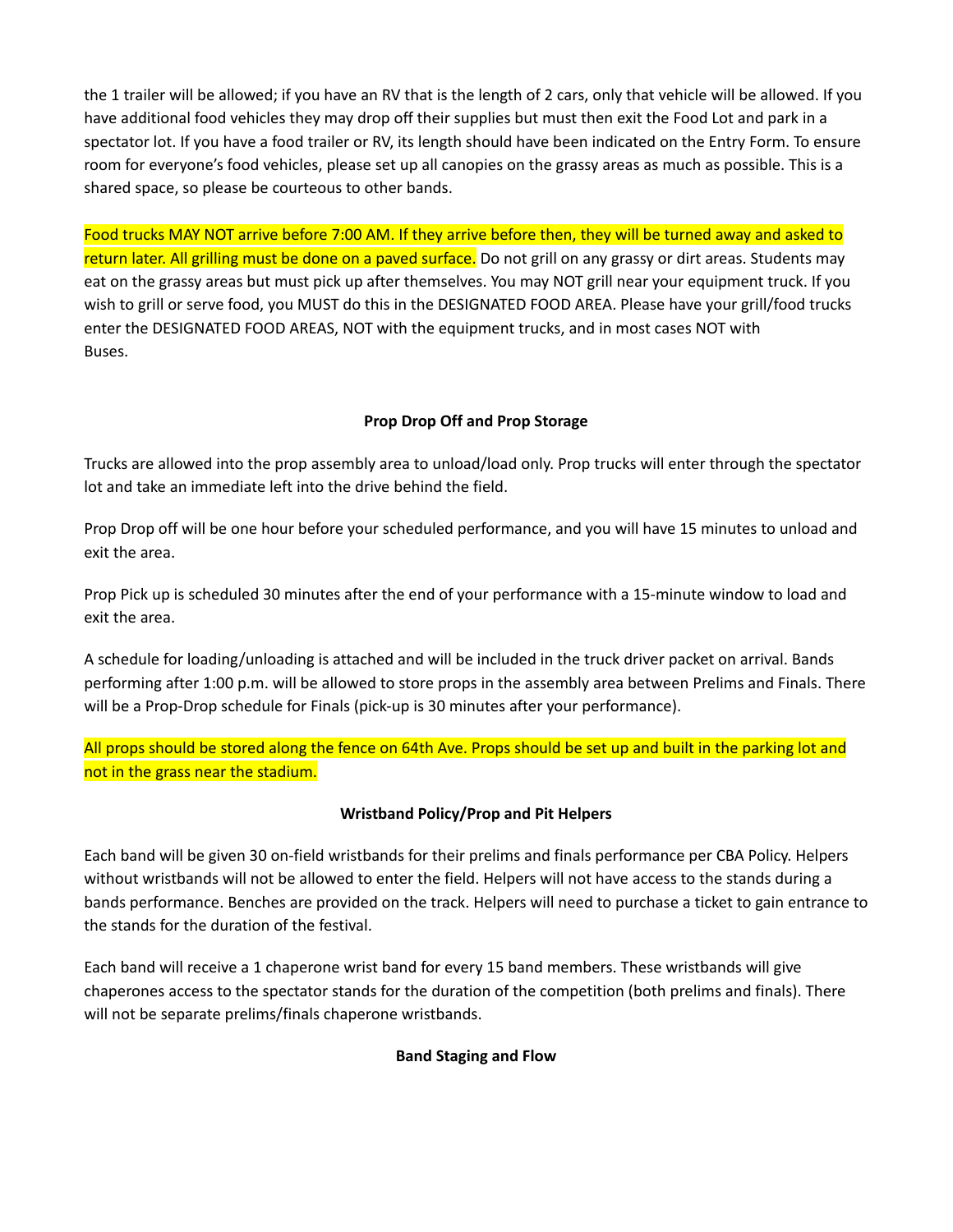the 1 trailer will be allowed; if you have an RV that is the length of 2 cars, only that vehicle will be allowed. If you have additional food vehicles they may drop off their supplies but must then exit the Food Lot and park in a spectator lot. If you have a food trailer or RV, its length should have been indicated on the Entry Form. To ensure room for everyone's food vehicles, please set up all canopies on the grassy areas as much as possible. This is a shared space, so please be courteous to other bands.

Food trucks MAY NOT arrive before 7:00 AM. If they arrive before then, they will be turned away and asked to return later. All grilling must be done on a paved surface. Do not grill on any grassy or dirt areas. Students may eat on the grassy areas but must pick up after themselves. You may NOT grill near your equipment truck. If you wish to grill or serve food, you MUST do this in the DESIGNATED FOOD AREA. Please have your grill/food trucks enter the DESIGNATED FOOD AREAS, NOT with the equipment trucks, and in most cases NOT with Buses.

**Prop Drop Off and Prop Storage**

Trucks are allowed into the prop assembly area to unload/load only. Prop trucks will enter through the spectator lot and take an immediate left into the drive behind the field.

Prop Drop off will be one hour before your scheduled performance, and you will have 15 minutes to unload and exit the area.

Prop Pick up is scheduled 30 minutes after the end of your performance with a 15-minute window to load and exit the area.

A schedule for loading/unloading is attached and will be included in the truck driver packet on arrival. Bands performing after 1:00 p.m. will be allowed to store props in the assembly area between Prelims and Finals. There will be a Prop-Drop schedule for Finals (pick-up is 30 minutes after your performance).

All props should be stored along the fence on 64th Ave. Props should be set up and built in the parking lot and not in the grass near the stadium.

**Wristband Policy/Prop and Pit Helpers**

Each band will be given 30 on-field wristbands for their prelims and finals performance per CBA Policy. Helpers without wristbands will not be allowed to enter the field. Helpers will not have access to the stands during a bands performance. Benches are provided on the track. Helpers will need to purchase a ticket to gain entrance to the stands for the duration of the festival.

Each band will receive a 1 chaperone wrist band for every 15 band members. These wristbands will give chaperones access to the spectator stands for the duration of the competition (both prelims and finals). There will not be separate prelims/finals chaperone wristbands.

**Band Staging and Flow**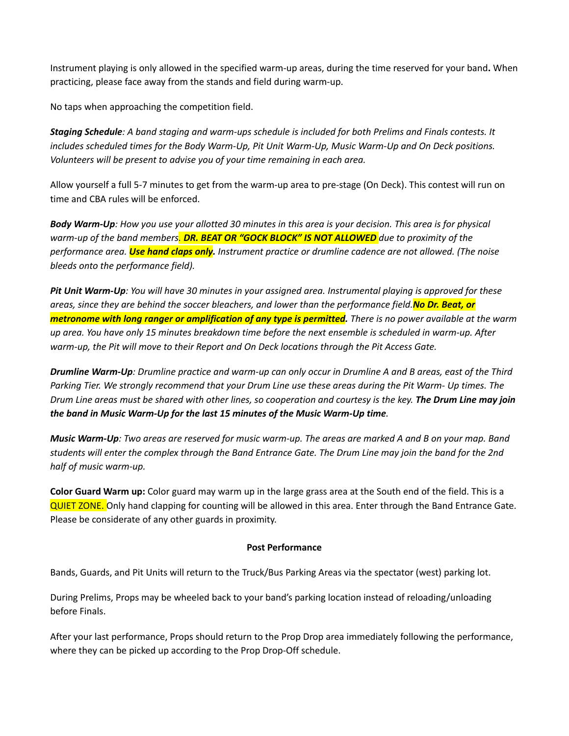Instrument playing is only allowed in the specified warm-up areas, during the time reserved for your band**.** When practicing, please face away from the stands and field during warm-up.

No taps when approaching the competition field.

***Staging Schedule****: A band staging and warm-ups schedule is included for both Prelims and Finals contests. It includes scheduled times for the Body Warm-Up, Pit Unit Warm-Up, Music Warm-Up and On Deck positions. Volunteers will be present to advise you of your time remaining in each area.*

Allow yourself a full 5-7 minutes to get from the warm-up area to pre-stage (On Deck). This contest will run on time and CBA rules will be enforced.

***Body Warm-Up****: How you use your allotted 30 minutes in this area is your decision. This area is for physical warm-up of the band members.* ***DR. BEAT OR "GOCK BLOCK" IS NOT ALLOWED*** *due to proximity of the performance area.* ***Use hand claps only.*** *Instrument practice or drumline cadence are not allowed. (The noise bleeds onto the performance field).*

***Pit Unit Warm-Up****: You will have 30 minutes in your assigned area. Instrumental playing is approved for these areas, since they are behind the soccer bleachers, and lower than the performance field.* ***No Dr. Beat, or metronome with long ranger or amplification of any type is permitted.*** *There is no power available at the warm up area. You have only 15 minutes breakdown time before the next ensemble is scheduled in warm-up. After warm-up, the Pit will move to their Report and On Deck locations through the Pit Access Gate.*

***Drumline Warm-Up****: Drumline practice and warm-up can only occur in Drumline A and B areas, east of the Third Parking Tier. We strongly recommend that your Drum Line use these areas during the Pit Warm- Up times. The Drum Line areas must be shared with other lines, so cooperation and courtesy is the key.* ***The Drum Line may join the band in Music Warm-Up for the last 15 minutes of the Music Warm-Up time****.*

***Music Warm-Up****: Two areas are reserved for music warm-up. The areas are marked A and B on your map. Band students will enter the complex through the Band Entrance Gate. The Drum Line may join the band for the 2nd half of music warm-up.*

**Color Guard Warm up:** Color guard may warm up in the large grass area at the South end of the field. This is a QUIET ZONE. Only hand clapping for counting will be allowed in this area. Enter through the Band Entrance Gate. Please be considerate of any other guards in proximity.

**Post Performance**

Bands, Guards, and Pit Units will return to the Truck/Bus Parking Areas via the spectator (west) parking lot.

During Prelims, Props may be wheeled back to your band's parking location instead of reloading/unloading before Finals.

After your last performance, Props should return to the Prop Drop area immediately following the performance, where they can be picked up according to the Prop Drop-Off schedule.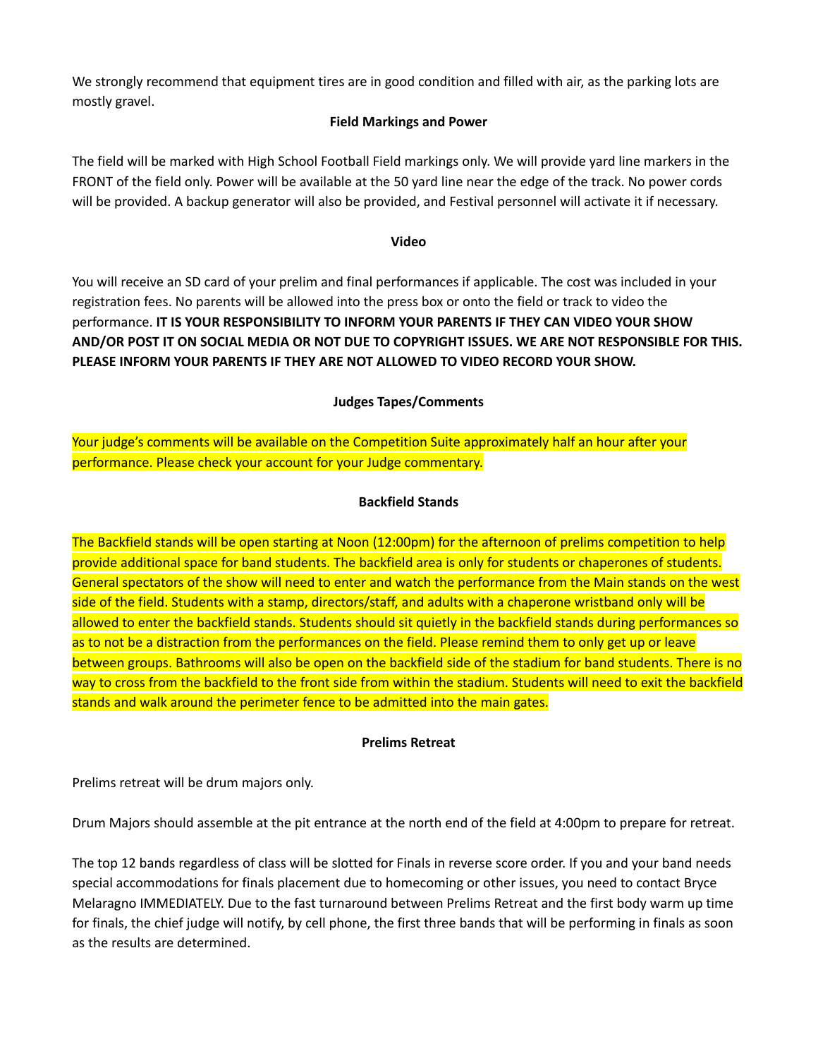We strongly recommend that equipment tires are in good condition and filled with air, as the parking lots are mostly gravel.

**Field Markings and Power**

The field will be marked with High School Football Field markings only. We will provide yard line markers in the FRONT of the field only. Power will be available at the 50 yard line near the edge of the track. No power cords will be provided. A backup generator will also be provided, and Festival personnel will activate it if necessary.

**Video**

You will receive an SD card of your prelim and final performances if applicable. The cost was included in your registration fees. No parents will be allowed into the press box or onto the field or track to video the performance. **IT IS YOUR RESPONSIBILITY TO INFORM YOUR PARENTS IF THEY CAN VIDEO YOUR SHOW AND/OR POST IT ON SOCIAL MEDIA OR NOT DUE TO COPYRIGHT ISSUES. WE ARE NOT RESPONSIBLE FOR THIS. PLEASE INFORM YOUR PARENTS IF THEY ARE NOT ALLOWED TO VIDEO RECORD YOUR SHOW.**

**Judges Tapes/Comments**

Your judge's comments will be available on the Competition Suite approximately half an hour after your performance. Please check your account for your Judge commentary.

**Backfield Stands**

The Backfield stands will be open starting at Noon (12:00pm) for the afternoon of prelims competition to help provide additional space for band students. The backfield area is only for students or chaperones of students. General spectators of the show will need to enter and watch the performance from the Main stands on the west side of the field. Students with a stamp, directors/staff, and adults with a chaperone wristband only will be allowed to enter the backfield stands. Students should sit quietly in the backfield stands during performances so as to not be a distraction from the performances on the field. Please remind them to only get up or leave between groups. Bathrooms will also be open on the backfield side of the stadium for band students. There is no way to cross from the backfield to the front side from within the stadium. Students will need to exit the backfield stands and walk around the perimeter fence to be admitted into the main gates.

**Prelims Retreat**

Prelims retreat will be drum majors only.

Drum Majors should assemble at the pit entrance at the north end of the field at 4:00pm to prepare for retreat.

The top 12 bands regardless of class will be slotted for Finals in reverse score order. If you and your band needs special accommodations for finals placement due to homecoming or other issues, you need to contact Bryce Melaragno IMMEDIATELY. Due to the fast turnaround between Prelims Retreat and the first body warm up time for finals, the chief judge will notify, by cell phone, the first three bands that will be performing in finals as soon as the results are determined.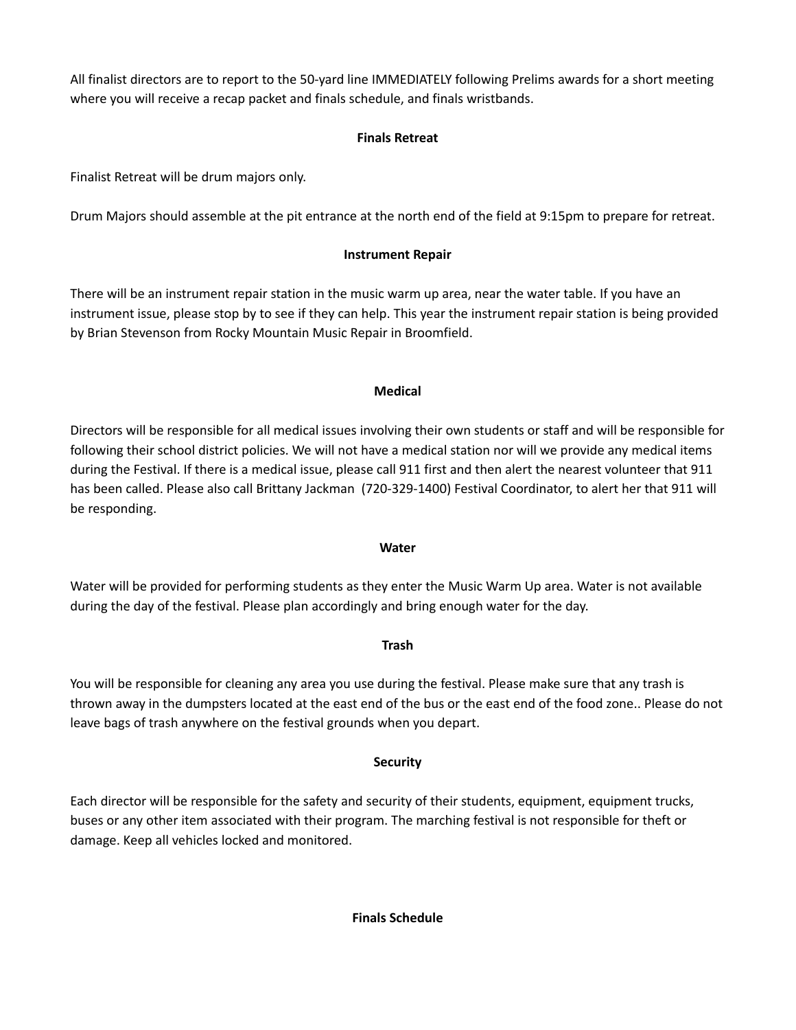All finalist directors are to report to the 50-yard line IMMEDIATELY following Prelims awards for a short meeting where you will receive a recap packet and finals schedule, and finals wristbands.

**Finals Retreat**

Finalist Retreat will be drum majors only.

Drum Majors should assemble at the pit entrance at the north end of the field at 9:15pm to prepare for retreat.

**Instrument Repair**

There will be an instrument repair station in the music warm up area, near the water table. If you have an instrument issue, please stop by to see if they can help. This year the instrument repair station is being provided by Brian Stevenson from Rocky Mountain Music Repair in Broomfield.

**Medical**

Directors will be responsible for all medical issues involving their own students or staff and will be responsible for following their school district policies. We will not have a medical station nor will we provide any medical items during the Festival. If there is a medical issue, please call 911 first and then alert the nearest volunteer that 911 has been called. Please also call Brittany Jackman (720-329-1400) Festival Coordinator, to alert her that 911 will be responding.

**Water**

Water will be provided for performing students as they enter the Music Warm Up area. Water is not available during the day of the festival. Please plan accordingly and bring enough water for the day.

**Trash**

You will be responsible for cleaning any area you use during the festival. Please make sure that any trash is thrown away in the dumpsters located at the east end of the bus or the east end of the food zone.. Please do not leave bags of trash anywhere on the festival grounds when you depart.

**Security**

Each director will be responsible for the safety and security of their students, equipment, equipment trucks, buses or any other item associated with their program. The marching festival is not responsible for theft or damage. Keep all vehicles locked and monitored.

**Finals Schedule**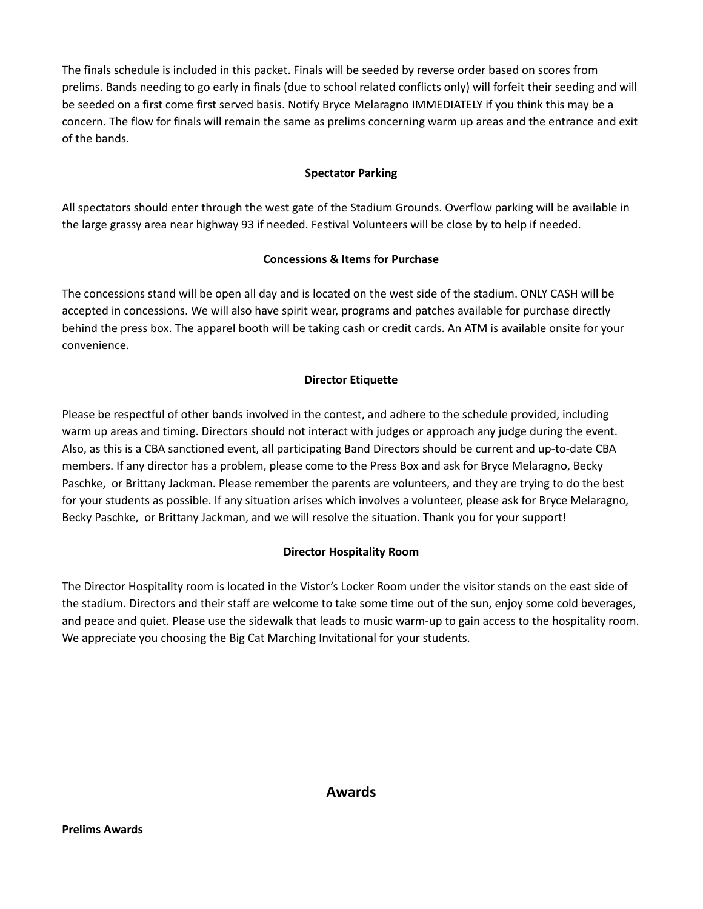The finals schedule is included in this packet. Finals will be seeded by reverse order based on scores from prelims. Bands needing to go early in finals (due to school related conflicts only) will forfeit their seeding and will be seeded on a first come first served basis. Notify Bryce Melaragno IMMEDIATELY if you think this may be a concern. The flow for finals will remain the same as prelims concerning warm up areas and the entrance and exit of the bands.

**Spectator Parking**

All spectators should enter through the west gate of the Stadium Grounds. Overflow parking will be available in the large grassy area near highway 93 if needed. Festival Volunteers will be close by to help if needed.

**Concessions & Items for Purchase**

The concessions stand will be open all day and is located on the west side of the stadium. ONLY CASH will be accepted in concessions. We will also have spirit wear, programs and patches available for purchase directly behind the press box. The apparel booth will be taking cash or credit cards. An ATM is available onsite for your convenience.

**Director Etiquette**

Please be respectful of other bands involved in the contest, and adhere to the schedule provided, including warm up areas and timing. Directors should not interact with judges or approach any judge during the event. Also, as this is a CBA sanctioned event, all participating Band Directors should be current and up-to-date CBA members. If any director has a problem, please come to the Press Box and ask for Bryce Melaragno, Becky Paschke, or Brittany Jackman. Please remember the parents are volunteers, and they are trying to do the best for your students as possible. If any situation arises which involves a volunteer, please ask for Bryce Melaragno, Becky Paschke, or Brittany Jackman, and we will resolve the situation. Thank you for your support!

**Director Hospitality Room**

The Director Hospitality room is located in the Vistor's Locker Room under the visitor stands on the east side of the stadium. Directors and their staff are welcome to take some time out of the sun, enjoy some cold beverages, and peace and quiet. Please use the sidewalk that leads to music warm-up to gain access to the hospitality room. We appreciate you choosing the Big Cat Marching Invitational for your students.

## Awards

**Prelims Awards**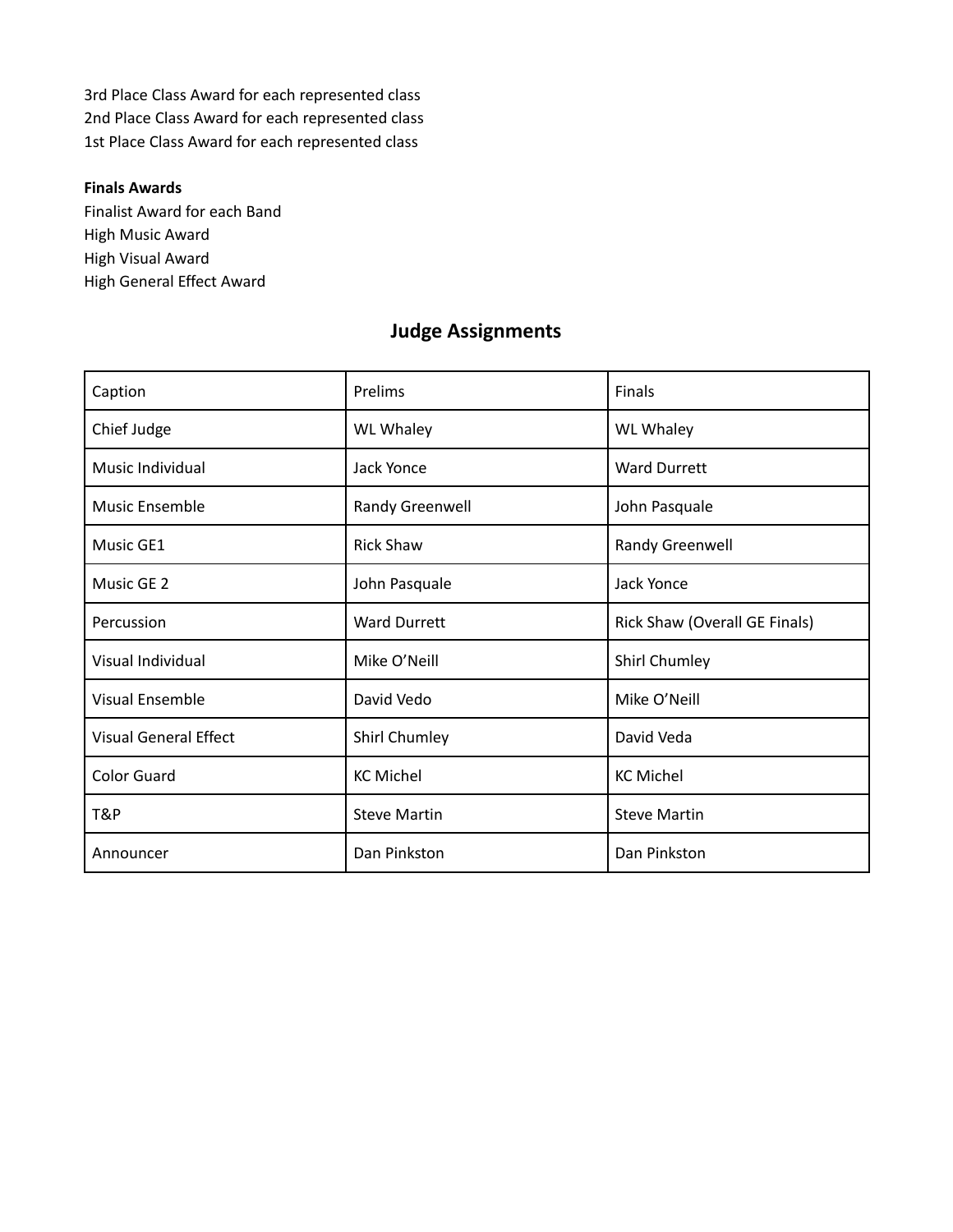3rd Place Class Award for each represented class
2nd Place Class Award for each represented class
1st Place Class Award for each represented class

**Finals Awards**
Finalist Award for each Band
High Music Award
High Visual Award
High General Effect Award

## Judge Assignments

| Caption | Prelims | Finals |
|---|---|---|
| Chief Judge | WL Whaley | WL Whaley |
| Music Individual | Jack Yonce | Ward Durrett |
| Music Ensemble | Randy Greenwell | John Pasquale |
| Music GE1 | Rick Shaw | Randy Greenwell |
| Music GE 2 | John Pasquale | Jack Yonce |
| Percussion | Ward Durrett | Rick Shaw (Overall GE Finals) |
| Visual Individual | Mike O'Neill | Shirl Chumley |
| Visual Ensemble | David Vedo | Mike O'Neill |
| Visual General Effect | Shirl Chumley | David Veda |
| Color Guard | KC Michel | KC Michel |
| T&P | Steve Martin | Steve Martin |
| Announcer | Dan Pinkston | Dan Pinkston |